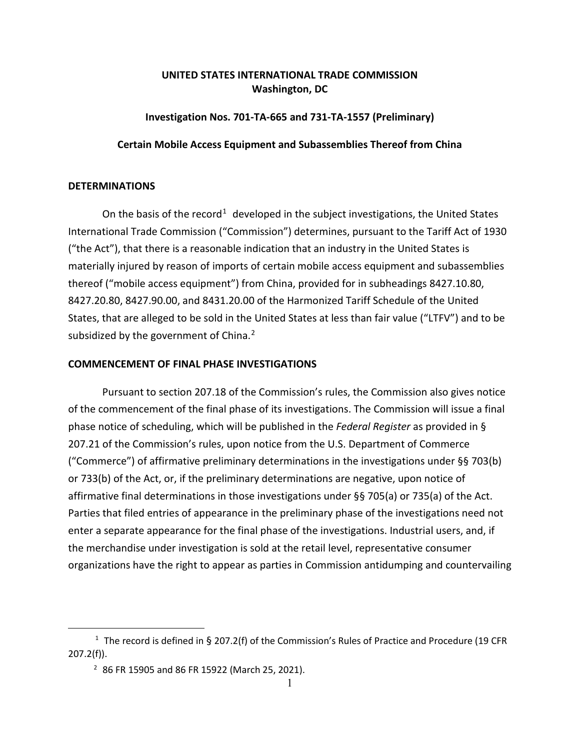**UNITED STATES INTERNATIONAL TRADE COMMISSION**
**Washington, DC**

**Investigation Nos. 701-TA-665 and 731-TA-1557 (Preliminary)**

**Certain Mobile Access Equipment and Subassemblies Thereof from China**

## DETERMINATIONS

On the basis of the record[1] developed in the subject investigations, the United States International Trade Commission ("Commission") determines, pursuant to the Tariff Act of 1930 ("the Act"), that there is a reasonable indication that an industry in the United States is materially injured by reason of imports of certain mobile access equipment and subassemblies thereof ("mobile access equipment") from China, provided for in subheadings 8427.10.80, 8427.20.80, 8427.90.00, and 8431.20.00 of the Harmonized Tariff Schedule of the United States, that are alleged to be sold in the United States at less than fair value ("LTFV") and to be subsidized by the government of China.[2]

## COMMENCEMENT OF FINAL PHASE INVESTIGATIONS

Pursuant to section 207.18 of the Commission's rules, the Commission also gives notice of the commencement of the final phase of its investigations. The Commission will issue a final phase notice of scheduling, which will be published in the *Federal Register* as provided in § 207.21 of the Commission's rules, upon notice from the U.S. Department of Commerce ("Commerce") of affirmative preliminary determinations in the investigations under §§ 703(b) or 733(b) of the Act, or, if the preliminary determinations are negative, upon notice of affirmative final determinations in those investigations under §§ 705(a) or 735(a) of the Act. Parties that filed entries of appearance in the preliminary phase of the investigations need not enter a separate appearance for the final phase of the investigations. Industrial users, and, if the merchandise under investigation is sold at the retail level, representative consumer organizations have the right to appear as parties in Commission antidumping and countervailing

---

[1] The record is defined in § 207.2(f) of the Commission's Rules of Practice and Procedure (19 CFR 207.2(f)).

[2] 86 FR 15905 and 86 FR 15922 (March 25, 2021).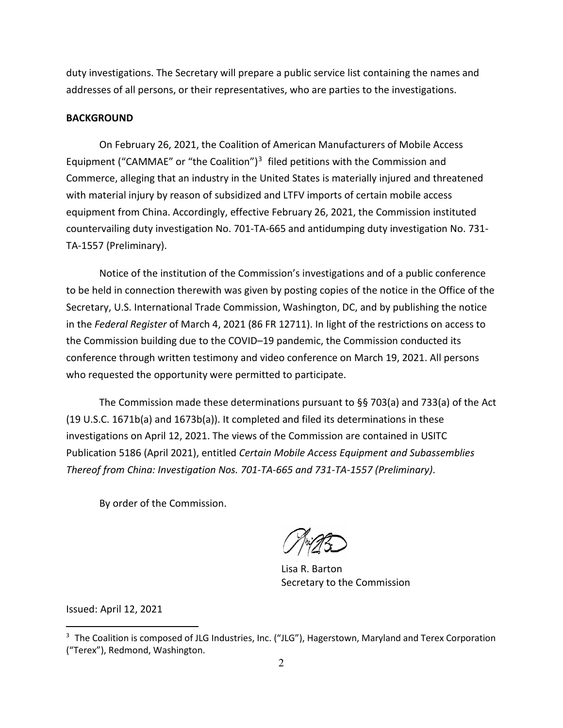duty investigations. The Secretary will prepare a public service list containing the names and addresses of all persons, or their representatives, who are parties to the investigations.

**BACKGROUND**

On February 26, 2021, the Coalition of American Manufacturers of Mobile Access Equipment ("CAMMAE" or "the Coalition")[3] filed petitions with the Commission and Commerce, alleging that an industry in the United States is materially injured and threatened with material injury by reason of subsidized and LTFV imports of certain mobile access equipment from China. Accordingly, effective February 26, 2021, the Commission instituted countervailing duty investigation No. 701-TA-665 and antidumping duty investigation No. 731-TA-1557 (Preliminary).

Notice of the institution of the Commission's investigations and of a public conference to be held in connection therewith was given by posting copies of the notice in the Office of the Secretary, U.S. International Trade Commission, Washington, DC, and by publishing the notice in the *Federal Register* of March 4, 2021 (86 FR 12711). In light of the restrictions on access to the Commission building due to the COVID–19 pandemic, the Commission conducted its conference through written testimony and video conference on March 19, 2021. All persons who requested the opportunity were permitted to participate.

The Commission made these determinations pursuant to §§ 703(a) and 733(a) of the Act (19 U.S.C. 1671b(a) and 1673b(a)). It completed and filed its determinations in these investigations on April 12, 2021. The views of the Commission are contained in USITC Publication 5186 (April 2021), entitled *Certain Mobile Access Equipment and Subassemblies Thereof from China: Investigation Nos. 701-TA-665 and 731-TA-1557 (Preliminary)*.

By order of the Commission.

Lisa R. Barton
Secretary to the Commission

Issued: April 12, 2021

[3] The Coalition is composed of JLG Industries, Inc. ("JLG"), Hagerstown, Maryland and Terex Corporation ("Terex"), Redmond, Washington.